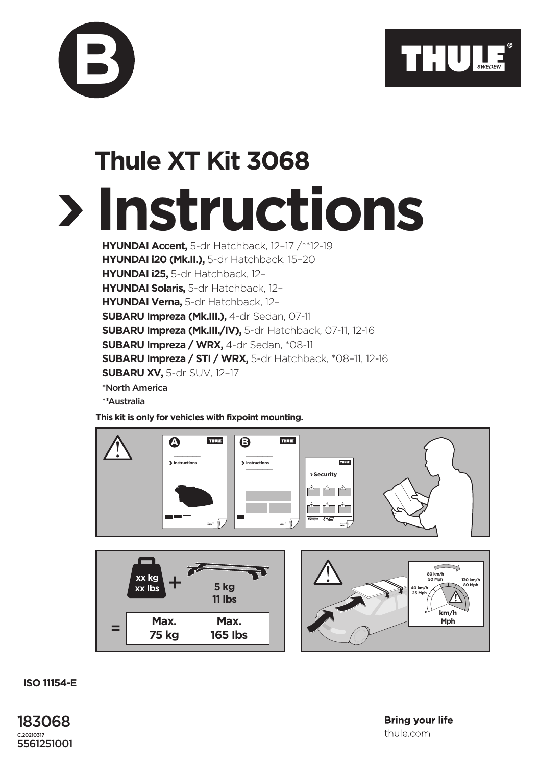B

THULE SWEDEN

# Thule XT Kit 3068

# > Instructions

**HYUNDAI Accent,** 5-dr Hatchback, 12–17 /**12-19
**HYUNDAI i20 (Mk.II.),** 5-dr Hatchback, 15–20
**HYUNDAI i25,** 5-dr Hatchback, 12–
**HYUNDAI Solaris,** 5-dr Hatchback, 12–
**HYUNDAI Verna,** 5-dr Hatchback, 12–
**SUBARU Impreza (Mk.III.),** 4-dr Sedan, 07-11
**SUBARU Impreza (Mk.III./IV),** 5-dr Hatchback, 07-11, 12-16
**SUBARU Impreza / WRX,** 4-dr Sedan, *08-11
**SUBARU Impreza / STI / WRX,** 5-dr Hatchback, *08–11, 12-16
**SUBARU XV,** 5-dr SUV, 12–17

*North America

**Australia

**This kit is only for vehicles with fixpoint mounting.**

xx kg
xx lbs + 5 kg
11 lbs

= Max. 75 kg | Max. 165 lbs

80 km/h
50 Mph

40 km/h
25 Mph

130 km/h
80 Mph

km/h
Mph

ISO 11154-E

183068
C.20210317
5561251001

Bring your life
thule.com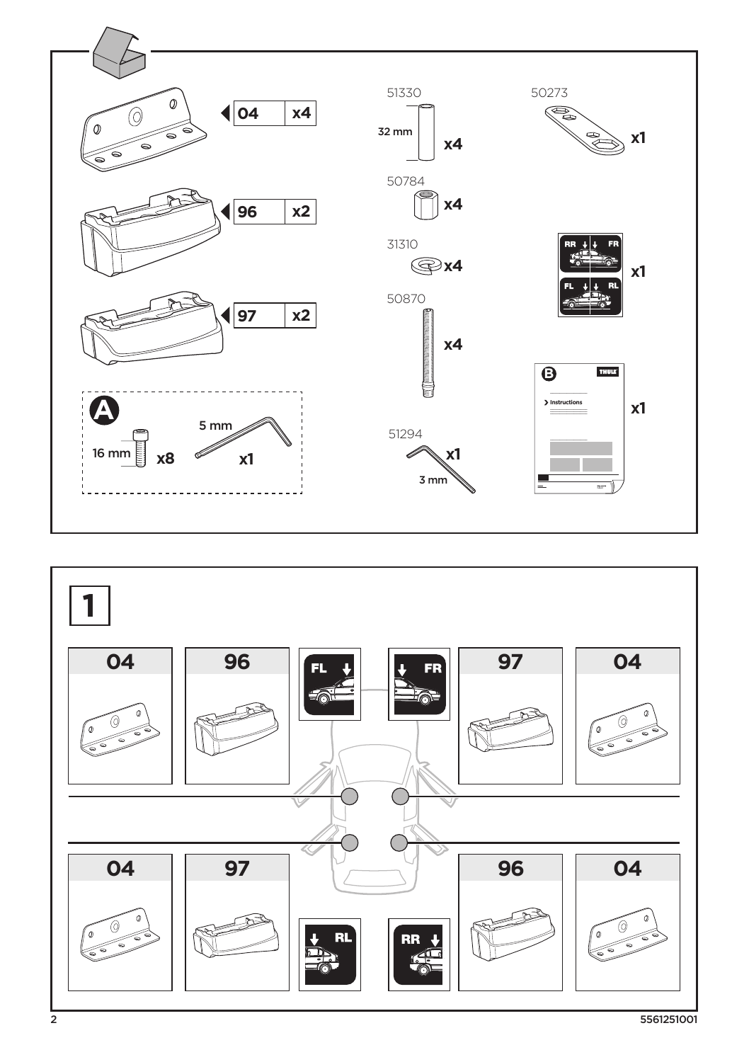| Part | Qty |
|---|---|
| 04 | x4 |
| 96 | x2 |
| 97 | x2 |

**A**

16 mm x8

5 mm x1

51330

32 mm x4

50784 x4

31310 x4

50870 x4

51294 x1

3 mm

50273 x1

RR FR FL RL x1

**B** Instructions x1

# 1

| 04 | 96 | FL | FR | 97 | 04 |
|---|---|---|---|---|---|

| 04 | 97 | RL | RR | 96 | 04 |
|---|---|---|---|---|---|

5561251001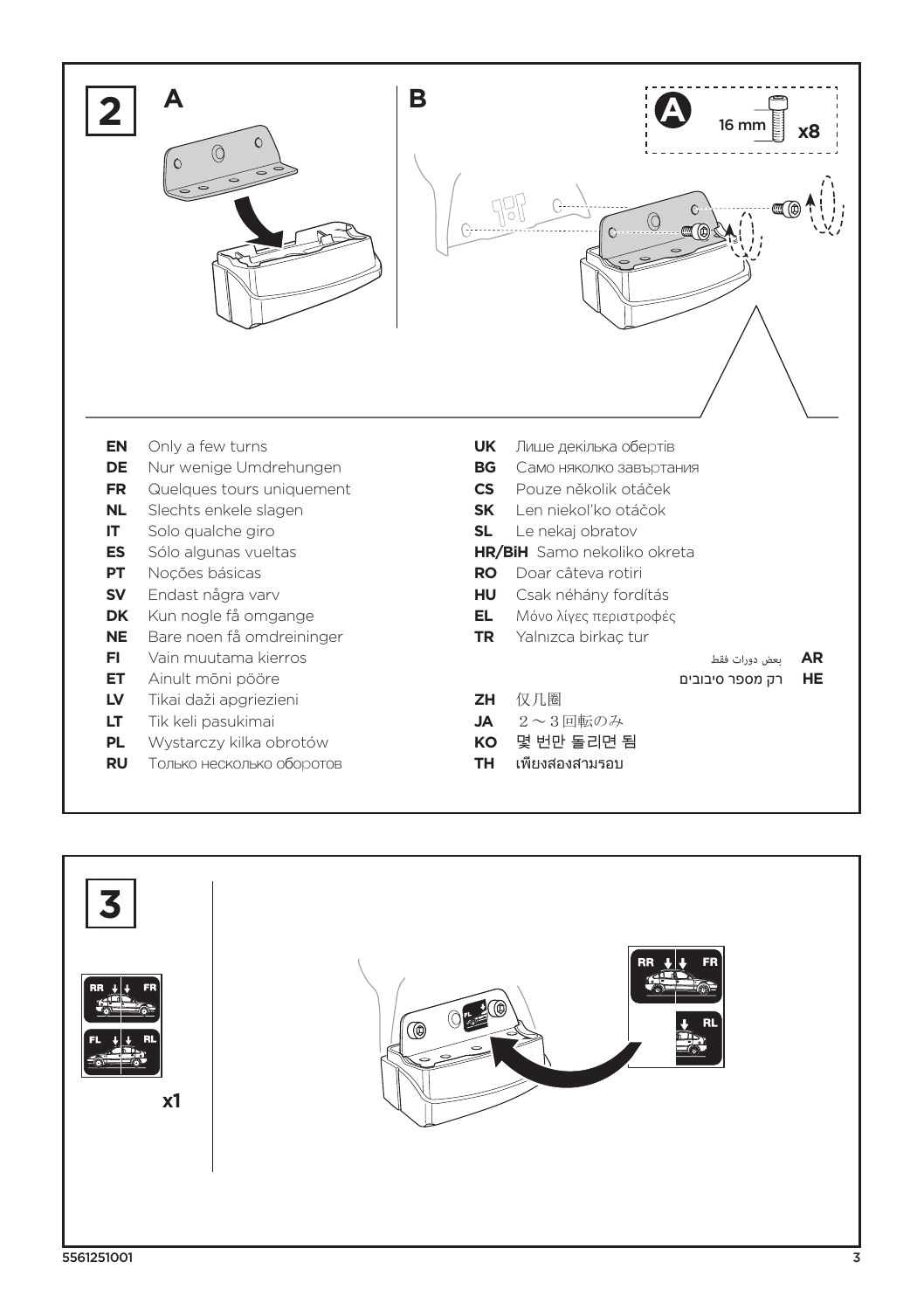## 2

A

B

A 16 mm x8

- **EN** Only a few turns
- **DE** Nur wenige Umdrehungen
- **FR** Quelques tours uniquement
- **NL** Slechts enkele slagen
- **IT** Solo qualche giro
- **ES** Sólo algunas vueltas
- **PT** Noções básicas
- **SV** Endast några varv
- **DK** Kun nogle få omgange
- **NE** Bare noen få omdreininger
- **FI** Vain muutama kierros
- **ET** Ainult mõni pööre
- **LV** Tikai daži apgriezieni
- **LT** Tik keli pasukimai
- **PL** Wystarczy kilka obrotów
- **RU** Только несколько оборотов
- **UK** Лише декілька обертів
- **BG** Само няколко завъртания
- **CS** Pouze několik otáček
- **SK** Len niekoľko otáčok
- **SL** Le nekaj obratov
- **HR/BiH** Samo nekoliko okreta
- **RO** Doar câteva rotiri
- **HU** Csak néhány fordítás
- **EL** Μόνο λίγες περιστροφές
- **TR** Yalnızca birkaç tur
- **AR** بعض دورات فقط
- **HE** רק מספר סיבובים
- **ZH** 仅几圈
- **JA** ２～３回転のみ
- **KO** 몇 번만 돌리면 됨
- **TH** เพียงสองสามรอบ

## 3

RR FR FL RL

x1

RR FR RL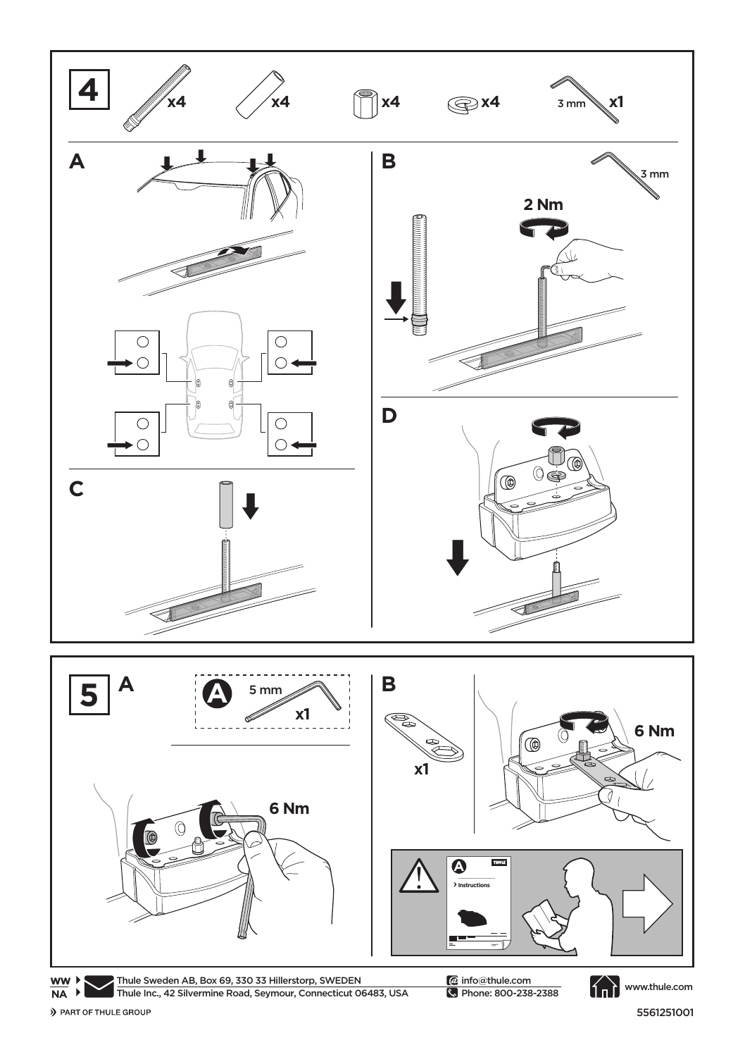## 4

x4 x4 x4 x4 3 mm x1

**A**

**B**

3 mm

2 Nm

**C**

**D**

## 5

**A**

A 5 mm x1

6 Nm

**B**

x1

6 Nm

A Instructions

WW ▸ Thule Sweden AB, Box 69, 330 33 Hillerstorp, SWEDEN
NA ▸ Thule Inc., 42 Silvermine Road, Seymour, Connecticut 06483, USA

info@thule.com
Phone: 800-238-2388

www.thule.com

PART OF THULE GROUP

5561251001